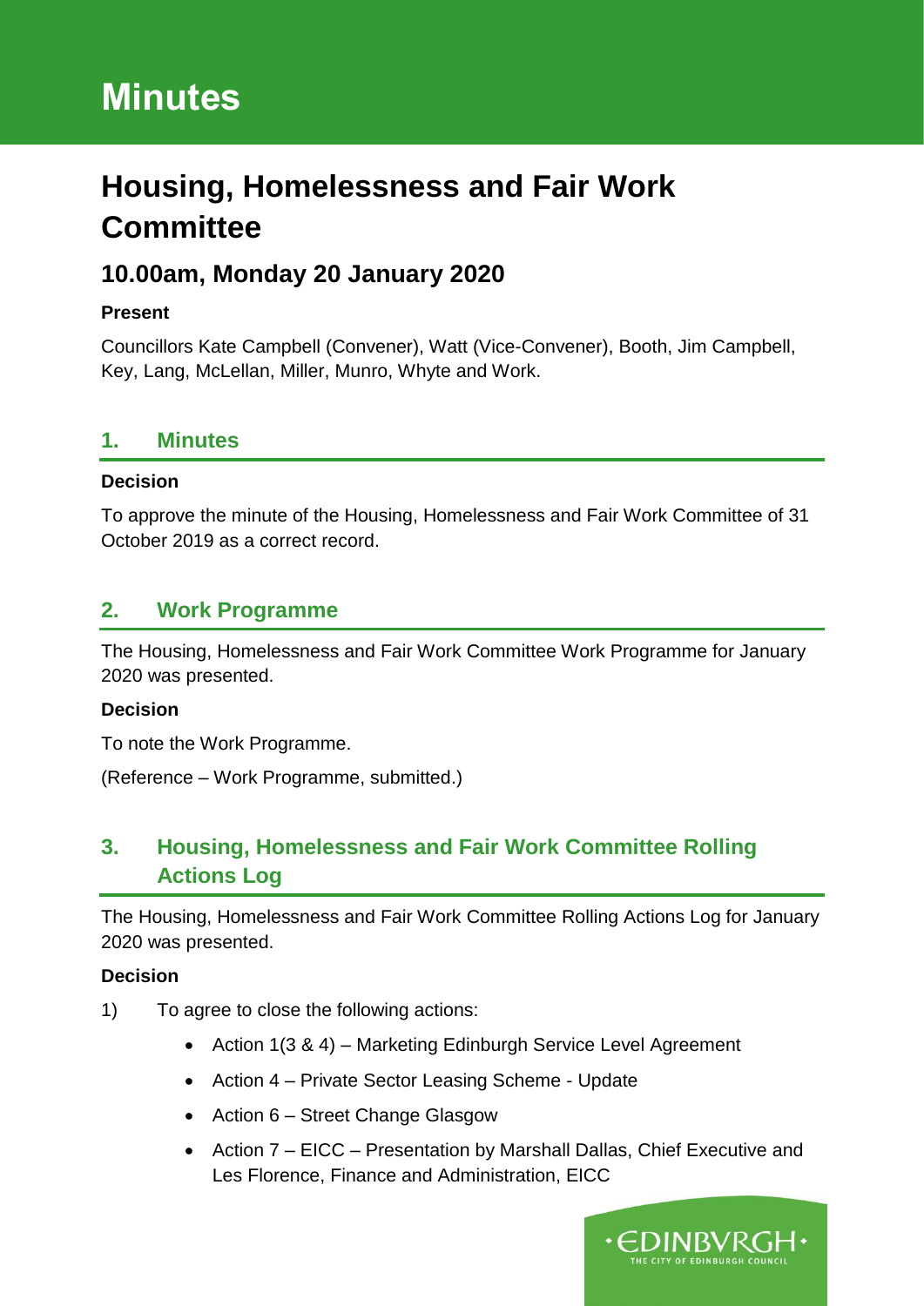# Minutes

# Housing, Homelessness and Fair Work Committee

## 10.00am, Monday 20 January 2020

**Present**

Councillors Kate Campbell (Convener), Watt (Vice-Convener), Booth, Jim Campbell, Key, Lang, McLellan, Miller, Munro, Whyte and Work.

### 1. Minutes

**Decision**

To approve the minute of the Housing, Homelessness and Fair Work Committee of 31 October 2019 as a correct record.

### 2. Work Programme

The Housing, Homelessness and Fair Work Committee Work Programme for January 2020 was presented.

**Decision**

To note the Work Programme.

(Reference – Work Programme, submitted.)

### 3. Housing, Homelessness and Fair Work Committee Rolling Actions Log

The Housing, Homelessness and Fair Work Committee Rolling Actions Log for January 2020 was presented.

**Decision**

1) To agree to close the following actions:

- Action 1(3 & 4) – Marketing Edinburgh Service Level Agreement
- Action 4 – Private Sector Leasing Scheme - Update
- Action 6 – Street Change Glasgow
- Action 7 – EICC – Presentation by Marshall Dallas, Chief Executive and Les Florence, Finance and Administration, EICC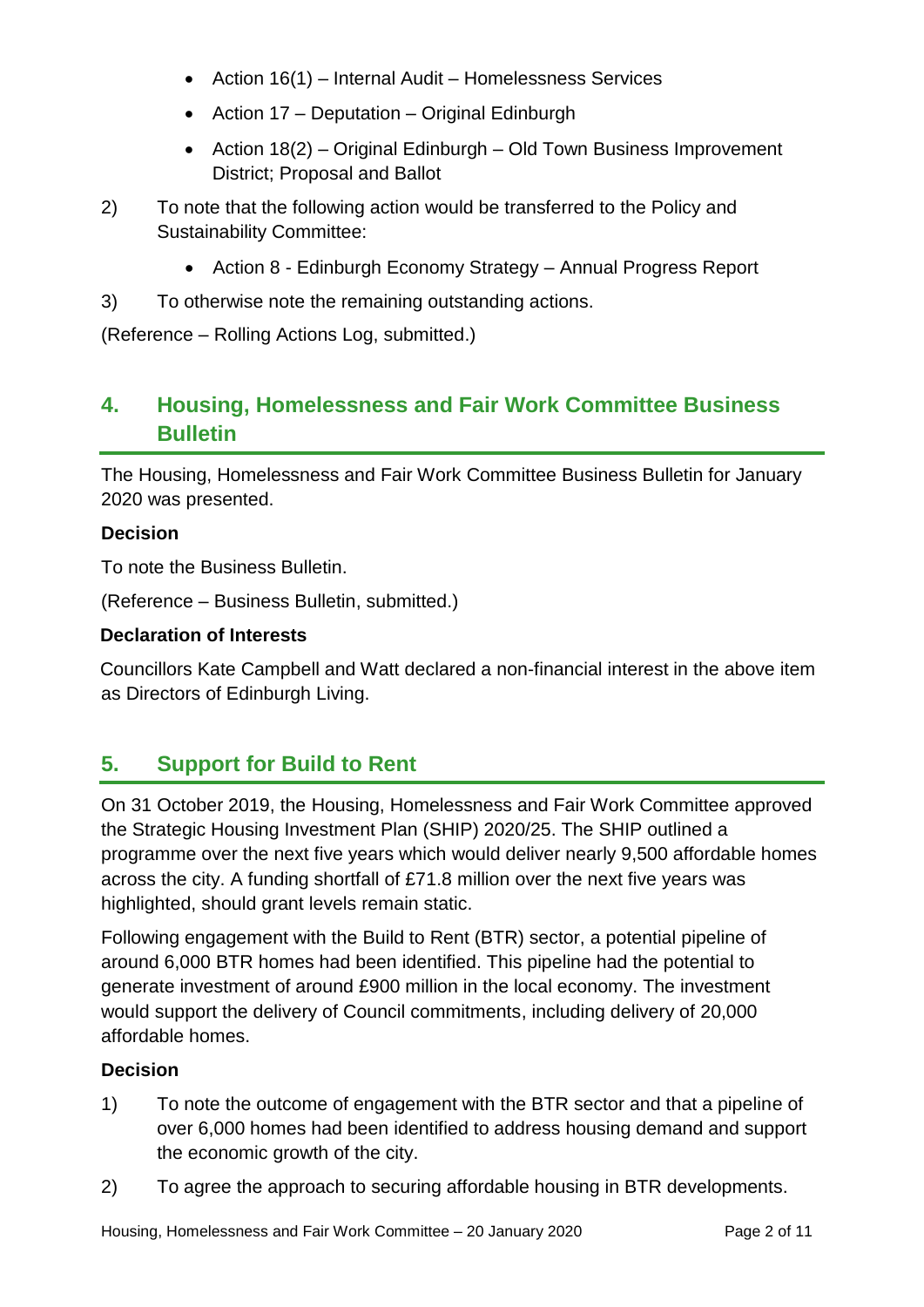- Action 16(1) – Internal Audit – Homelessness Services
- Action 17 – Deputation – Original Edinburgh
- Action 18(2) – Original Edinburgh – Old Town Business Improvement District; Proposal and Ballot

2) To note that the following action would be transferred to the Policy and Sustainability Committee:

    - Action 8 - Edinburgh Economy Strategy – Annual Progress Report

3) To otherwise note the remaining outstanding actions.

(Reference – Rolling Actions Log, submitted.)

## 4. Housing, Homelessness and Fair Work Committee Business Bulletin

The Housing, Homelessness and Fair Work Committee Business Bulletin for January 2020 was presented.

**Decision**

To note the Business Bulletin.

(Reference – Business Bulletin, submitted.)

**Declaration of Interests**

Councillors Kate Campbell and Watt declared a non-financial interest in the above item as Directors of Edinburgh Living.

## 5. Support for Build to Rent

On 31 October 2019, the Housing, Homelessness and Fair Work Committee approved the Strategic Housing Investment Plan (SHIP) 2020/25. The SHIP outlined a programme over the next five years which would deliver nearly 9,500 affordable homes across the city. A funding shortfall of £71.8 million over the next five years was highlighted, should grant levels remain static.

Following engagement with the Build to Rent (BTR) sector, a potential pipeline of around 6,000 BTR homes had been identified. This pipeline had the potential to generate investment of around £900 million in the local economy. The investment would support the delivery of Council commitments, including delivery of 20,000 affordable homes.

**Decision**

1) To note the outcome of engagement with the BTR sector and that a pipeline of over 6,000 homes had been identified to address housing demand and support the economic growth of the city.

2) To agree the approach to securing affordable housing in BTR developments.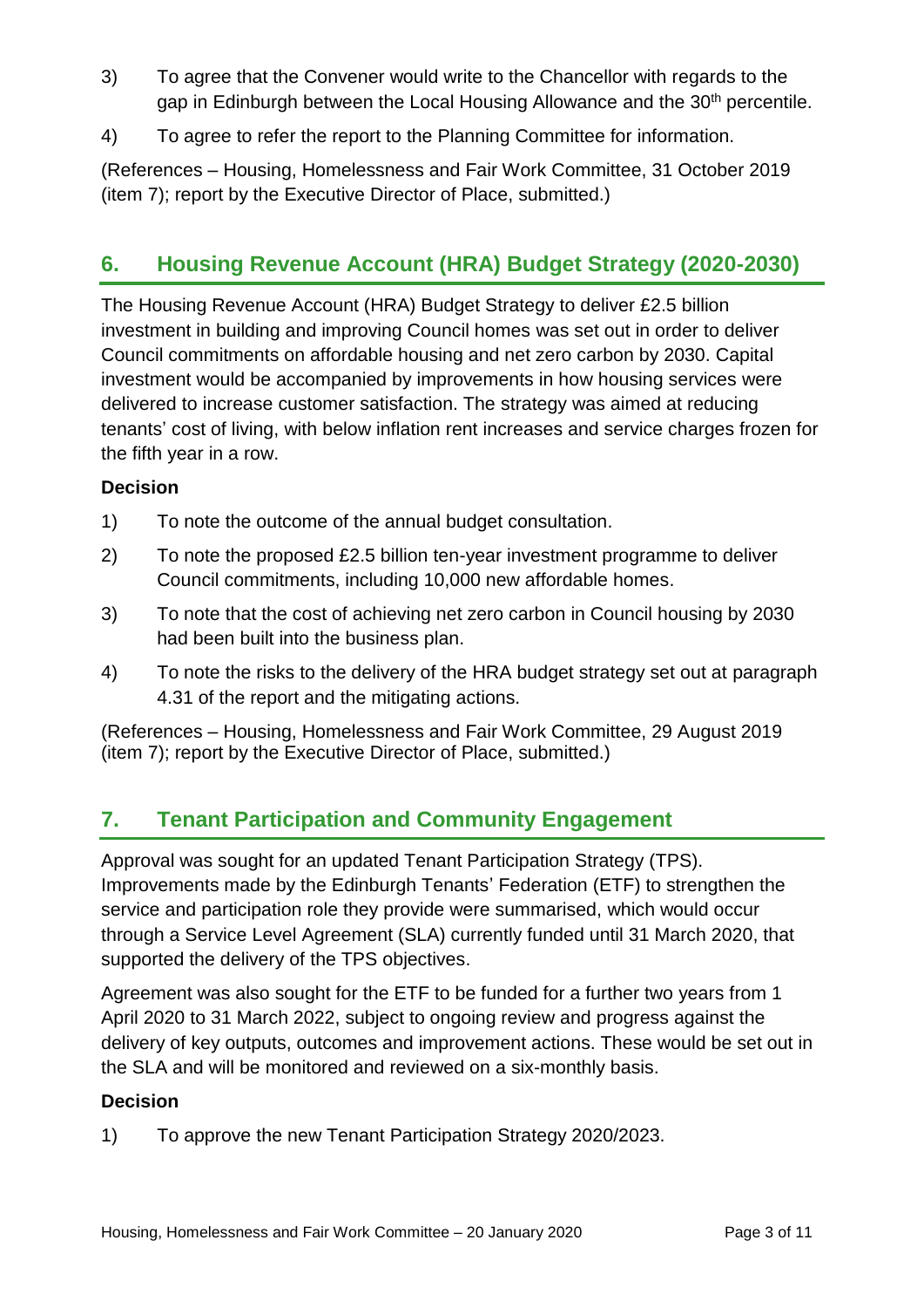3) To agree that the Convener would write to the Chancellor with regards to the gap in Edinburgh between the Local Housing Allowance and the 30th percentile.

4) To agree to refer the report to the Planning Committee for information.

(References – Housing, Homelessness and Fair Work Committee, 31 October 2019 (item 7); report by the Executive Director of Place, submitted.)

## 6. Housing Revenue Account (HRA) Budget Strategy (2020-2030)

The Housing Revenue Account (HRA) Budget Strategy to deliver £2.5 billion investment in building and improving Council homes was set out in order to deliver Council commitments on affordable housing and net zero carbon by 2030. Capital investment would be accompanied by improvements in how housing services were delivered to increase customer satisfaction. The strategy was aimed at reducing tenants' cost of living, with below inflation rent increases and service charges frozen for the fifth year in a row.

**Decision**

1) To note the outcome of the annual budget consultation.

2) To note the proposed £2.5 billion ten-year investment programme to deliver Council commitments, including 10,000 new affordable homes.

3) To note that the cost of achieving net zero carbon in Council housing by 2030 had been built into the business plan.

4) To note the risks to the delivery of the HRA budget strategy set out at paragraph 4.31 of the report and the mitigating actions.

(References – Housing, Homelessness and Fair Work Committee, 29 August 2019 (item 7); report by the Executive Director of Place, submitted.)

## 7. Tenant Participation and Community Engagement

Approval was sought for an updated Tenant Participation Strategy (TPS). Improvements made by the Edinburgh Tenants' Federation (ETF) to strengthen the service and participation role they provide were summarised, which would occur through a Service Level Agreement (SLA) currently funded until 31 March 2020, that supported the delivery of the TPS objectives.

Agreement was also sought for the ETF to be funded for a further two years from 1 April 2020 to 31 March 2022, subject to ongoing review and progress against the delivery of key outputs, outcomes and improvement actions. These would be set out in the SLA and will be monitored and reviewed on a six-monthly basis.

**Decision**

1) To approve the new Tenant Participation Strategy 2020/2023.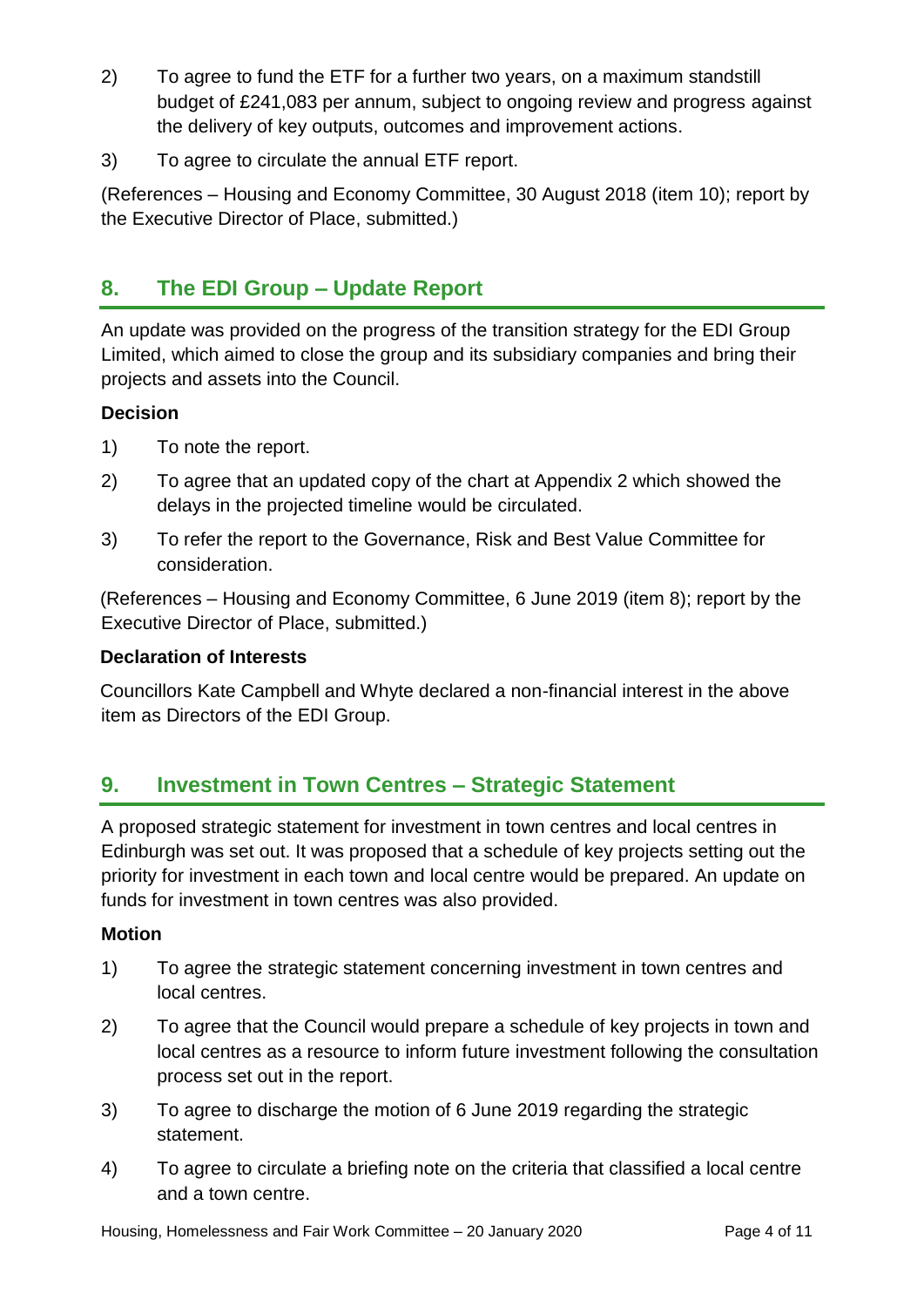2) To agree to fund the ETF for a further two years, on a maximum standstill budget of £241,083 per annum, subject to ongoing review and progress against the delivery of key outputs, outcomes and improvement actions.

3) To agree to circulate the annual ETF report.

(References – Housing and Economy Committee, 30 August 2018 (item 10); report by the Executive Director of Place, submitted.)

## 8. The EDI Group – Update Report

An update was provided on the progress of the transition strategy for the EDI Group Limited, which aimed to close the group and its subsidiary companies and bring their projects and assets into the Council.

**Decision**

1) To note the report.

2) To agree that an updated copy of the chart at Appendix 2 which showed the delays in the projected timeline would be circulated.

3) To refer the report to the Governance, Risk and Best Value Committee for consideration.

(References – Housing and Economy Committee, 6 June 2019 (item 8); report by the Executive Director of Place, submitted.)

**Declaration of Interests**

Councillors Kate Campbell and Whyte declared a non-financial interest in the above item as Directors of the EDI Group.

## 9. Investment in Town Centres – Strategic Statement

A proposed strategic statement for investment in town centres and local centres in Edinburgh was set out. It was proposed that a schedule of key projects setting out the priority for investment in each town and local centre would be prepared. An update on funds for investment in town centres was also provided.

**Motion**

1) To agree the strategic statement concerning investment in town centres and local centres.

2) To agree that the Council would prepare a schedule of key projects in town and local centres as a resource to inform future investment following the consultation process set out in the report.

3) To agree to discharge the motion of 6 June 2019 regarding the strategic statement.

4) To agree to circulate a briefing note on the criteria that classified a local centre and a town centre.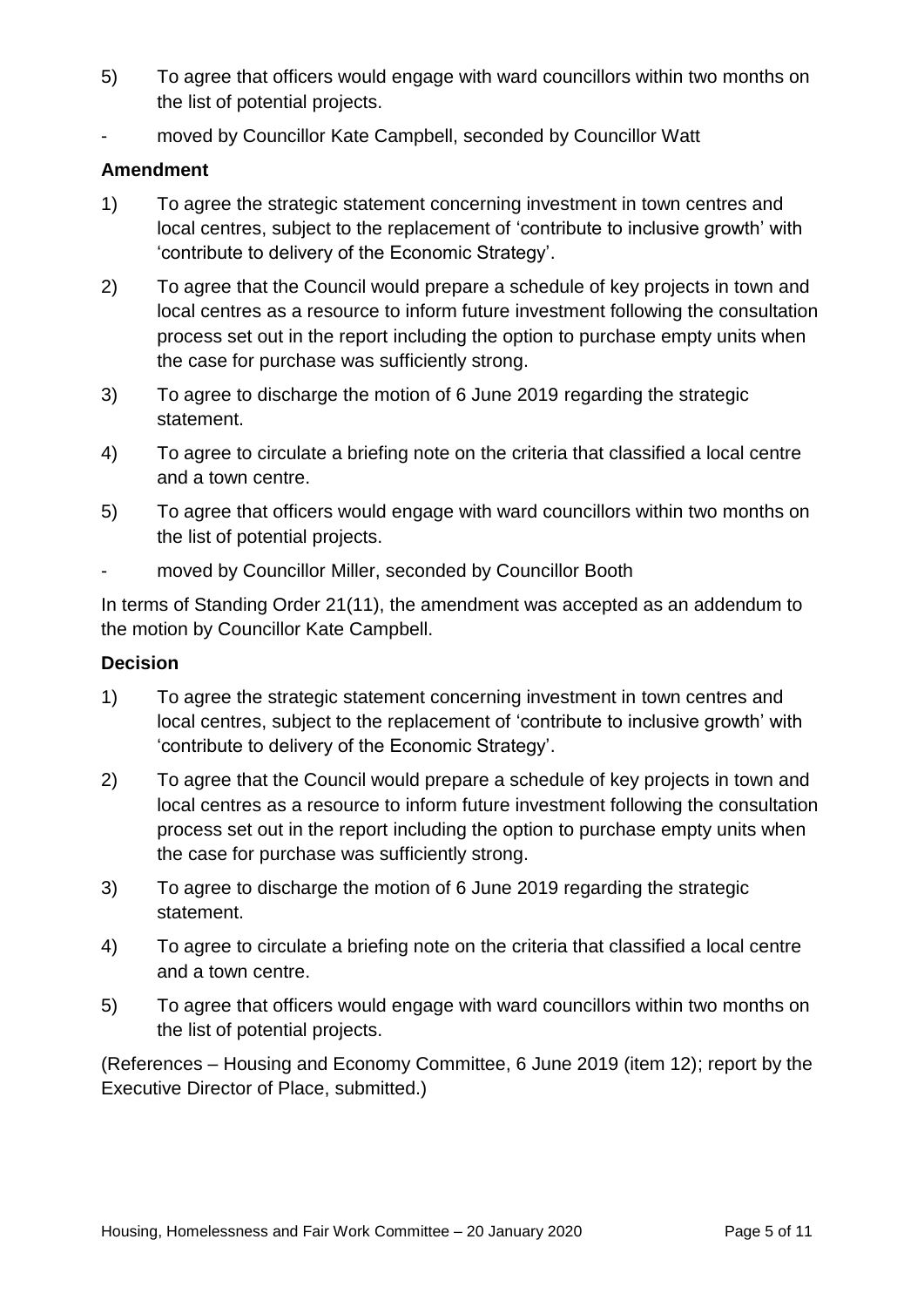5) To agree that officers would engage with ward councillors within two months on the list of potential projects.

- moved by Councillor Kate Campbell, seconded by Councillor Watt

**Amendment**

1) To agree the strategic statement concerning investment in town centres and local centres, subject to the replacement of 'contribute to inclusive growth' with 'contribute to delivery of the Economic Strategy'.

2) To agree that the Council would prepare a schedule of key projects in town and local centres as a resource to inform future investment following the consultation process set out in the report including the option to purchase empty units when the case for purchase was sufficiently strong.

3) To agree to discharge the motion of 6 June 2019 regarding the strategic statement.

4) To agree to circulate a briefing note on the criteria that classified a local centre and a town centre.

5) To agree that officers would engage with ward councillors within two months on the list of potential projects.

- moved by Councillor Miller, seconded by Councillor Booth

In terms of Standing Order 21(11), the amendment was accepted as an addendum to the motion by Councillor Kate Campbell.

**Decision**

1) To agree the strategic statement concerning investment in town centres and local centres, subject to the replacement of 'contribute to inclusive growth' with 'contribute to delivery of the Economic Strategy'.

2) To agree that the Council would prepare a schedule of key projects in town and local centres as a resource to inform future investment following the consultation process set out in the report including the option to purchase empty units when the case for purchase was sufficiently strong.

3) To agree to discharge the motion of 6 June 2019 regarding the strategic statement.

4) To agree to circulate a briefing note on the criteria that classified a local centre and a town centre.

5) To agree that officers would engage with ward councillors within two months on the list of potential projects.

(References – Housing and Economy Committee, 6 June 2019 (item 12); report by the Executive Director of Place, submitted.)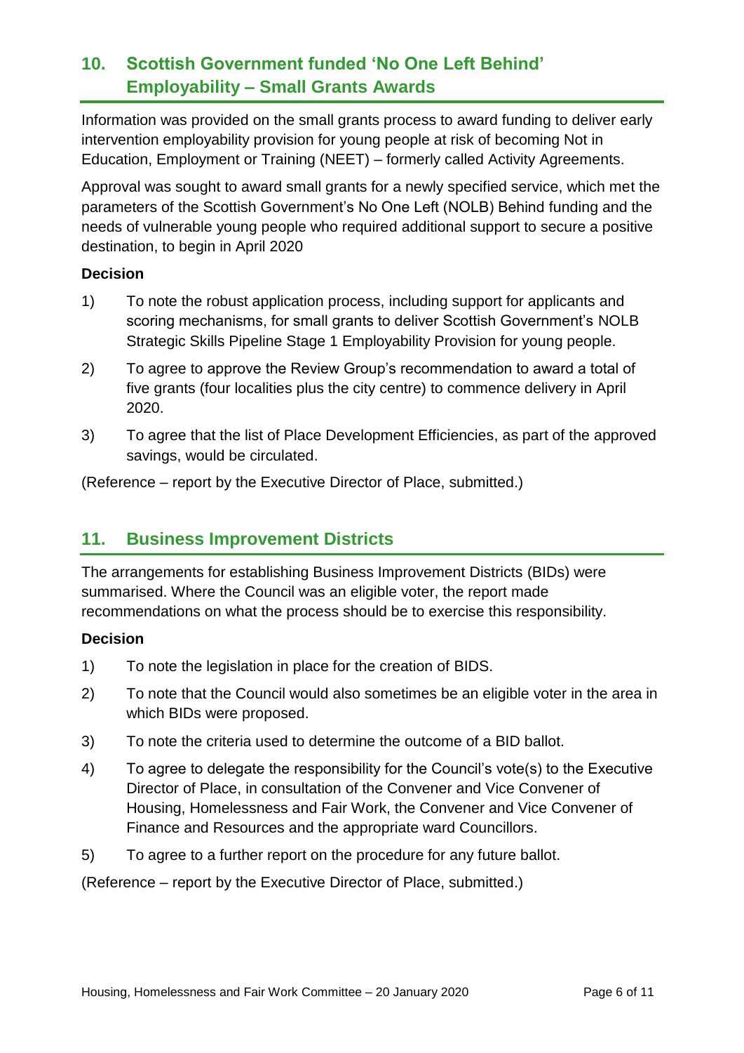## 10. Scottish Government funded 'No One Left Behind' Employability – Small Grants Awards

Information was provided on the small grants process to award funding to deliver early intervention employability provision for young people at risk of becoming Not in Education, Employment or Training (NEET) – formerly called Activity Agreements.

Approval was sought to award small grants for a newly specified service, which met the parameters of the Scottish Government's No One Left (NOLB) Behind funding and the needs of vulnerable young people who required additional support to secure a positive destination, to begin in April 2020

**Decision**

1) To note the robust application process, including support for applicants and scoring mechanisms, for small grants to deliver Scottish Government's NOLB Strategic Skills Pipeline Stage 1 Employability Provision for young people.

2) To agree to approve the Review Group's recommendation to award a total of five grants (four localities plus the city centre) to commence delivery in April 2020.

3) To agree that the list of Place Development Efficiencies, as part of the approved savings, would be circulated.

(Reference – report by the Executive Director of Place, submitted.)

## 11. Business Improvement Districts

The arrangements for establishing Business Improvement Districts (BIDs) were summarised. Where the Council was an eligible voter, the report made recommendations on what the process should be to exercise this responsibility.

**Decision**

1) To note the legislation in place for the creation of BIDS.

2) To note that the Council would also sometimes be an eligible voter in the area in which BIDs were proposed.

3) To note the criteria used to determine the outcome of a BID ballot.

4) To agree to delegate the responsibility for the Council's vote(s) to the Executive Director of Place, in consultation of the Convener and Vice Convener of Housing, Homelessness and Fair Work, the Convener and Vice Convener of Finance and Resources and the appropriate ward Councillors.

5) To agree to a further report on the procedure for any future ballot.

(Reference – report by the Executive Director of Place, submitted.)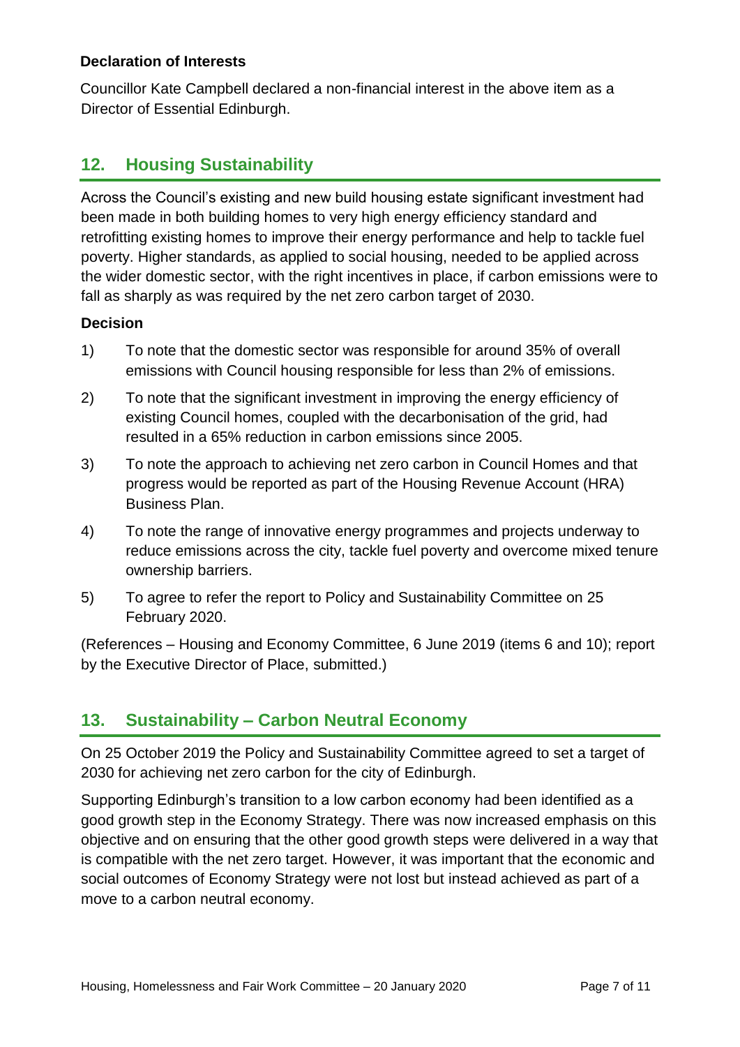**Declaration of Interests**

Councillor Kate Campbell declared a non-financial interest in the above item as a Director of Essential Edinburgh.

## 12. Housing Sustainability

Across the Council's existing and new build housing estate significant investment had been made in both building homes to very high energy efficiency standard and retrofitting existing homes to improve their energy performance and help to tackle fuel poverty. Higher standards, as applied to social housing, needed to be applied across the wider domestic sector, with the right incentives in place, if carbon emissions were to fall as sharply as was required by the net zero carbon target of 2030.

**Decision**

1) To note that the domestic sector was responsible for around 35% of overall emissions with Council housing responsible for less than 2% of emissions.

2) To note that the significant investment in improving the energy efficiency of existing Council homes, coupled with the decarbonisation of the grid, had resulted in a 65% reduction in carbon emissions since 2005.

3) To note the approach to achieving net zero carbon in Council Homes and that progress would be reported as part of the Housing Revenue Account (HRA) Business Plan.

4) To note the range of innovative energy programmes and projects underway to reduce emissions across the city, tackle fuel poverty and overcome mixed tenure ownership barriers.

5) To agree to refer the report to Policy and Sustainability Committee on 25 February 2020.

(References – Housing and Economy Committee, 6 June 2019 (items 6 and 10); report by the Executive Director of Place, submitted.)

## 13. Sustainability – Carbon Neutral Economy

On 25 October 2019 the Policy and Sustainability Committee agreed to set a target of 2030 for achieving net zero carbon for the city of Edinburgh.

Supporting Edinburgh's transition to a low carbon economy had been identified as a good growth step in the Economy Strategy. There was now increased emphasis on this objective and on ensuring that the other good growth steps were delivered in a way that is compatible with the net zero target. However, it was important that the economic and social outcomes of Economy Strategy were not lost but instead achieved as part of a move to a carbon neutral economy.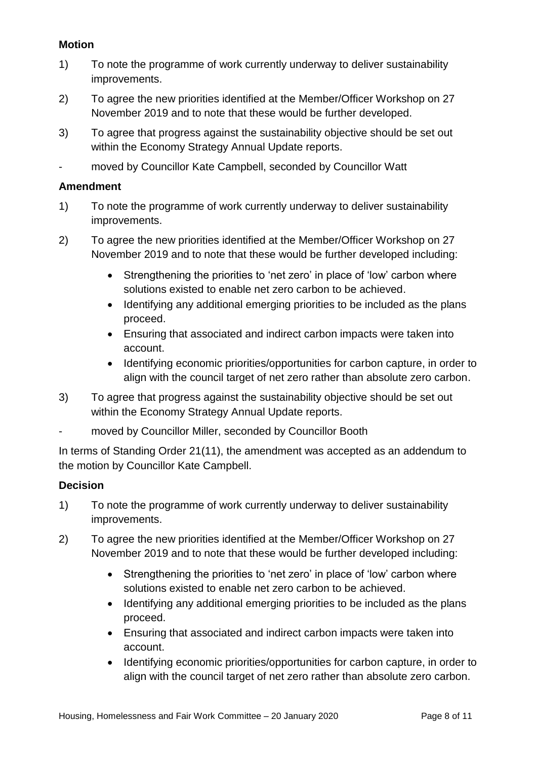**Motion**

1) To note the programme of work currently underway to deliver sustainability improvements.

2) To agree the new priorities identified at the Member/Officer Workshop on 27 November 2019 and to note that these would be further developed.

3) To agree that progress against the sustainability objective should be set out within the Economy Strategy Annual Update reports.

- moved by Councillor Kate Campbell, seconded by Councillor Watt

**Amendment**

1) To note the programme of work currently underway to deliver sustainability improvements.

2) To agree the new priorities identified at the Member/Officer Workshop on 27 November 2019 and to note that these would be further developed including:

    - Strengthening the priorities to 'net zero' in place of 'low' carbon where solutions existed to enable net zero carbon to be achieved.
    - Identifying any additional emerging priorities to be included as the plans proceed.
    - Ensuring that associated and indirect carbon impacts were taken into account.
    - Identifying economic priorities/opportunities for carbon capture, in order to align with the council target of net zero rather than absolute zero carbon.

3) To agree that progress against the sustainability objective should be set out within the Economy Strategy Annual Update reports.

- moved by Councillor Miller, seconded by Councillor Booth

In terms of Standing Order 21(11), the amendment was accepted as an addendum to the motion by Councillor Kate Campbell.

**Decision**

1) To note the programme of work currently underway to deliver sustainability improvements.

2) To agree the new priorities identified at the Member/Officer Workshop on 27 November 2019 and to note that these would be further developed including:

    - Strengthening the priorities to 'net zero' in place of 'low' carbon where solutions existed to enable net zero carbon to be achieved.
    - Identifying any additional emerging priorities to be included as the plans proceed.
    - Ensuring that associated and indirect carbon impacts were taken into account.
    - Identifying economic priorities/opportunities for carbon capture, in order to align with the council target of net zero rather than absolute zero carbon.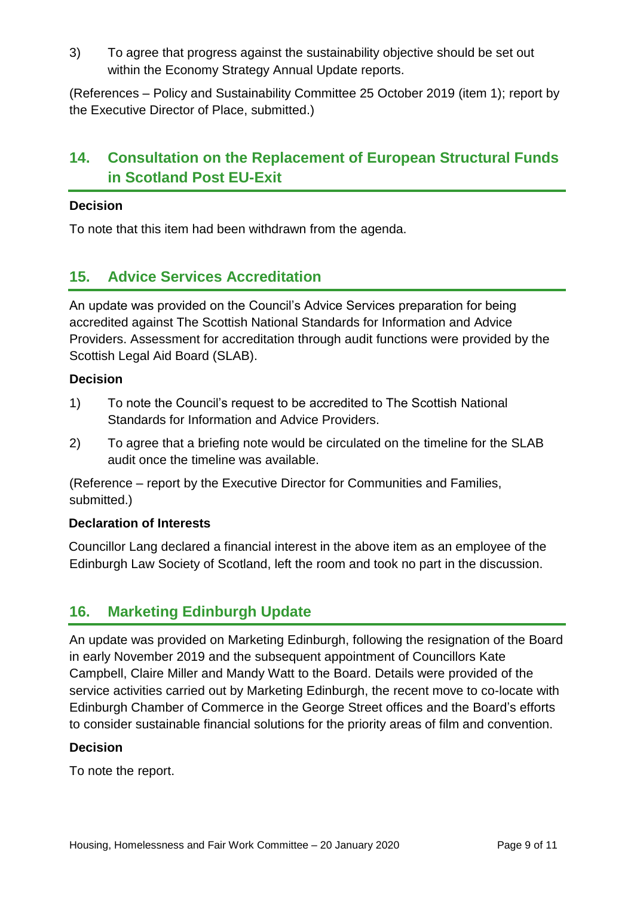3) To agree that progress against the sustainability objective should be set out within the Economy Strategy Annual Update reports.

(References – Policy and Sustainability Committee 25 October 2019 (item 1); report by the Executive Director of Place, submitted.)

## 14. Consultation on the Replacement of European Structural Funds in Scotland Post EU-Exit

**Decision**

To note that this item had been withdrawn from the agenda.

## 15. Advice Services Accreditation

An update was provided on the Council's Advice Services preparation for being accredited against The Scottish National Standards for Information and Advice Providers. Assessment for accreditation through audit functions were provided by the Scottish Legal Aid Board (SLAB).

**Decision**

1) To note the Council's request to be accredited to The Scottish National Standards for Information and Advice Providers.

2) To agree that a briefing note would be circulated on the timeline for the SLAB audit once the timeline was available.

(Reference – report by the Executive Director for Communities and Families, submitted.)

**Declaration of Interests**

Councillor Lang declared a financial interest in the above item as an employee of the Edinburgh Law Society of Scotland, left the room and took no part in the discussion.

## 16. Marketing Edinburgh Update

An update was provided on Marketing Edinburgh, following the resignation of the Board in early November 2019 and the subsequent appointment of Councillors Kate Campbell, Claire Miller and Mandy Watt to the Board. Details were provided of the service activities carried out by Marketing Edinburgh, the recent move to co-locate with Edinburgh Chamber of Commerce in the George Street offices and the Board's efforts to consider sustainable financial solutions for the priority areas of film and convention.

**Decision**

To note the report.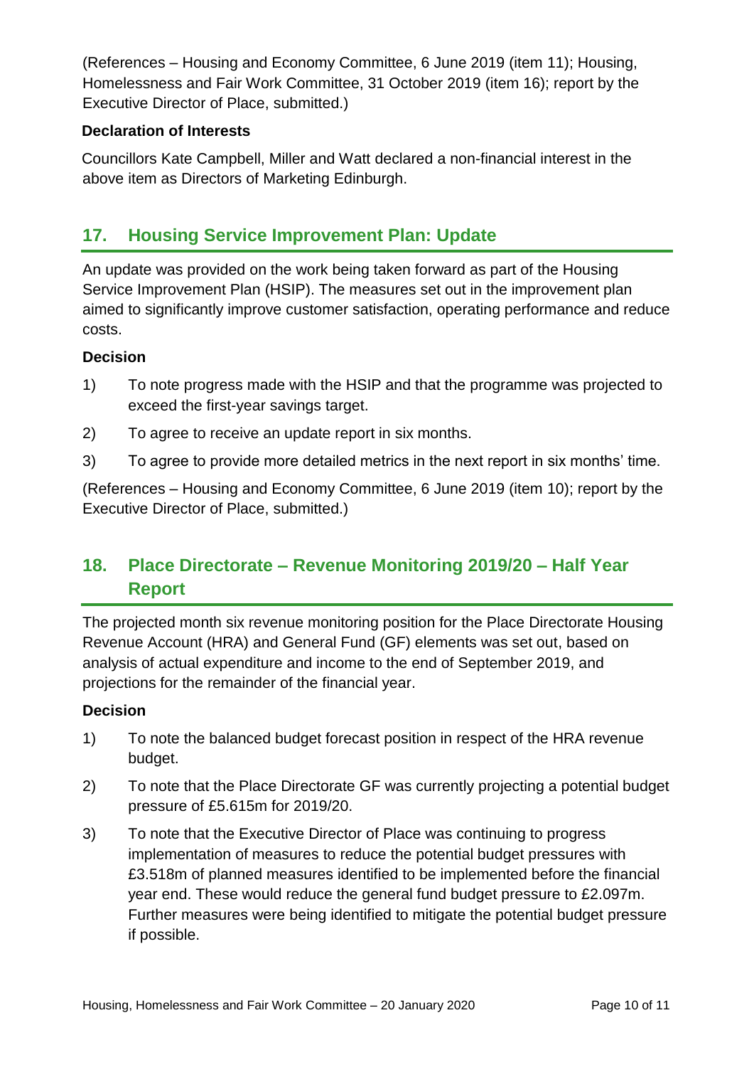(References – Housing and Economy Committee, 6 June 2019 (item 11); Housing, Homelessness and Fair Work Committee, 31 October 2019 (item 16); report by the Executive Director of Place, submitted.)

**Declaration of Interests**

Councillors Kate Campbell, Miller and Watt declared a non-financial interest in the above item as Directors of Marketing Edinburgh.

## 17. Housing Service Improvement Plan: Update

An update was provided on the work being taken forward as part of the Housing Service Improvement Plan (HSIP). The measures set out in the improvement plan aimed to significantly improve customer satisfaction, operating performance and reduce costs.

**Decision**

1) To note progress made with the HSIP and that the programme was projected to exceed the first-year savings target.

2) To agree to receive an update report in six months.

3) To agree to provide more detailed metrics in the next report in six months' time.

(References – Housing and Economy Committee, 6 June 2019 (item 10); report by the Executive Director of Place, submitted.)

## 18. Place Directorate – Revenue Monitoring 2019/20 – Half Year Report

The projected month six revenue monitoring position for the Place Directorate Housing Revenue Account (HRA) and General Fund (GF) elements was set out, based on analysis of actual expenditure and income to the end of September 2019, and projections for the remainder of the financial year.

**Decision**

1) To note the balanced budget forecast position in respect of the HRA revenue budget.

2) To note that the Place Directorate GF was currently projecting a potential budget pressure of £5.615m for 2019/20.

3) To note that the Executive Director of Place was continuing to progress implementation of measures to reduce the potential budget pressures with £3.518m of planned measures identified to be implemented before the financial year end. These would reduce the general fund budget pressure to £2.097m. Further measures were being identified to mitigate the potential budget pressure if possible.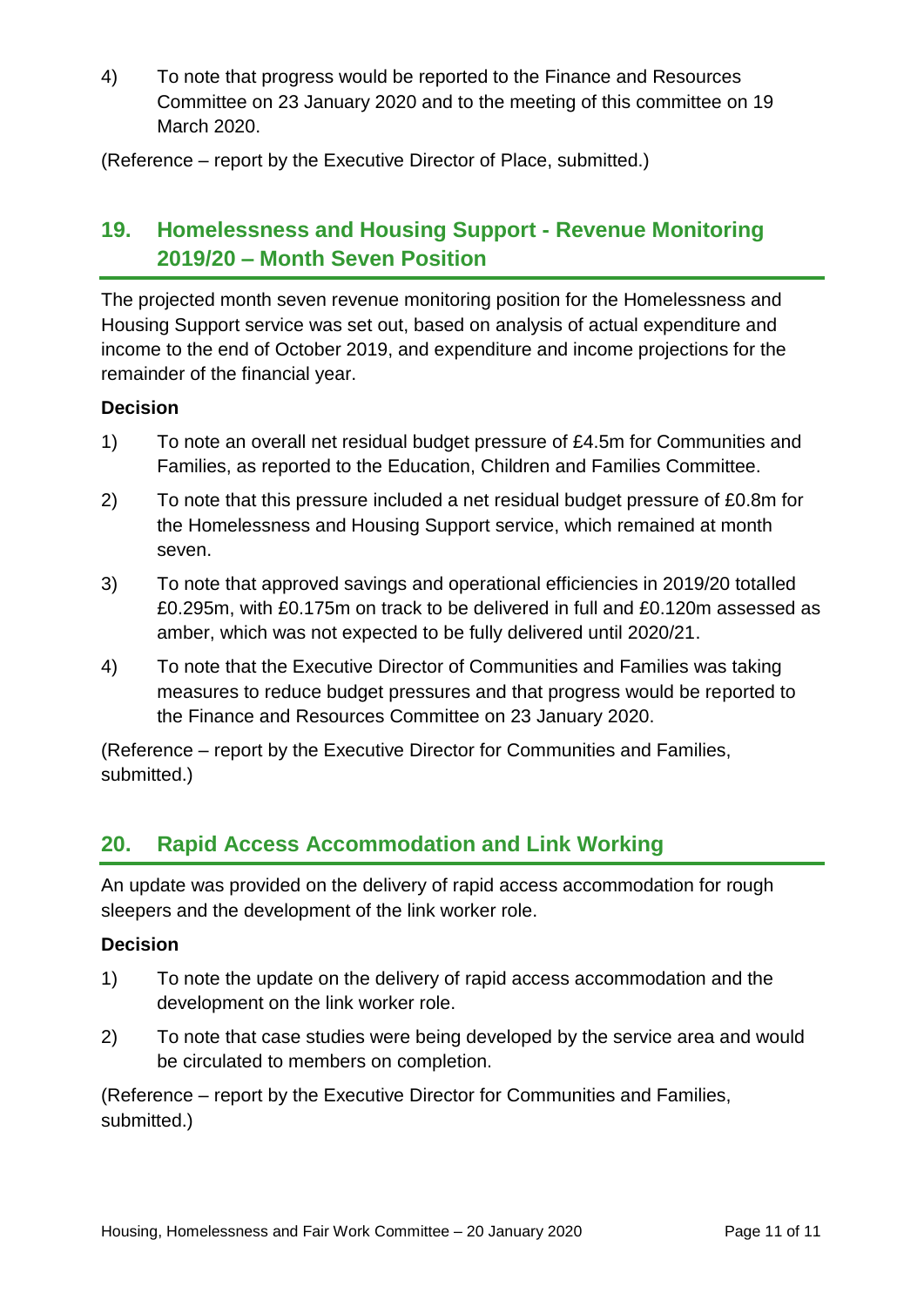4) To note that progress would be reported to the Finance and Resources Committee on 23 January 2020 and to the meeting of this committee on 19 March 2020.

(Reference – report by the Executive Director of Place, submitted.)

## 19. Homelessness and Housing Support - Revenue Monitoring 2019/20 – Month Seven Position

The projected month seven revenue monitoring position for the Homelessness and Housing Support service was set out, based on analysis of actual expenditure and income to the end of October 2019, and expenditure and income projections for the remainder of the financial year.

**Decision**

1) To note an overall net residual budget pressure of £4.5m for Communities and Families, as reported to the Education, Children and Families Committee.

2) To note that this pressure included a net residual budget pressure of £0.8m for the Homelessness and Housing Support service, which remained at month seven.

3) To note that approved savings and operational efficiencies in 2019/20 totalled £0.295m, with £0.175m on track to be delivered in full and £0.120m assessed as amber, which was not expected to be fully delivered until 2020/21.

4) To note that the Executive Director of Communities and Families was taking measures to reduce budget pressures and that progress would be reported to the Finance and Resources Committee on 23 January 2020.

(Reference – report by the Executive Director for Communities and Families, submitted.)

## 20. Rapid Access Accommodation and Link Working

An update was provided on the delivery of rapid access accommodation for rough sleepers and the development of the link worker role.

**Decision**

1) To note the update on the delivery of rapid access accommodation and the development on the link worker role.

2) To note that case studies were being developed by the service area and would be circulated to members on completion.

(Reference – report by the Executive Director for Communities and Families, submitted.)